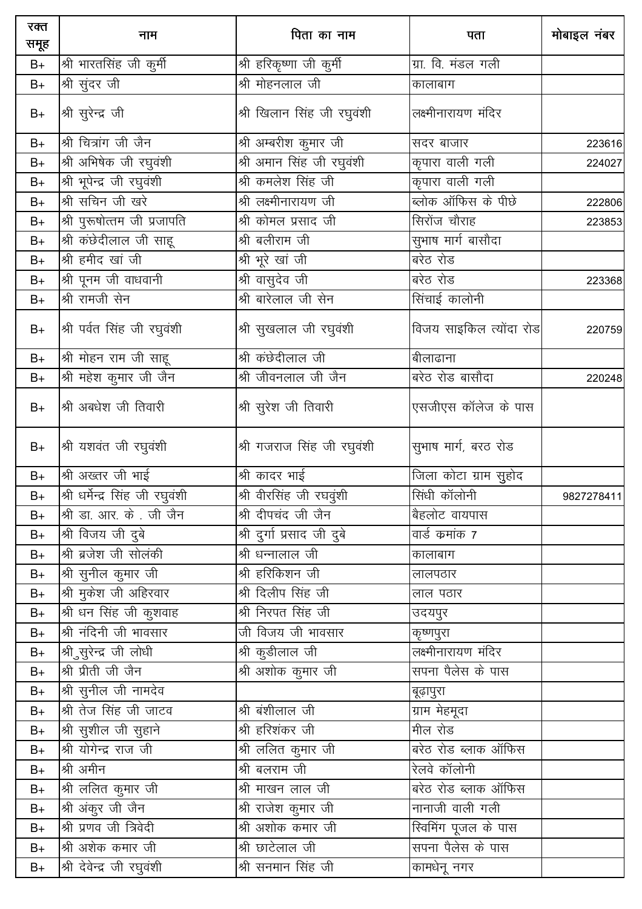| रक्त समूह | नाम | पिता का नाम | पता | मोबाइल नंबर |
|---|---|---|---|---|
| B+ | श्री भारतसिंह जी कुर्मी | श्री हरिकृष्णा जी कुर्मी | ग्रा. वि. मंडल गली | |
| B+ | श्री सुंदर जी | श्री मोहनलाल जी | कालाबाग | |
| B+ | श्री सुरेन्द्र जी | श्री खिलान सिंह जी रघुवंशी | लक्ष्मीनारायण मंदिर | |
| B+ | श्री चित्रांग जी जैन | श्री अम्बरीश कुमार जी | सदर बाजार | 223616 |
| B+ | श्री अभिषेक जी रघुवंशी | श्री अमान सिंह जी रघुवंशी | कृपारा वाली गली | 224027 |
| B+ | श्री भूपेन्द्र जी रघुवंशी | श्री कमलेश सिंह जी | कृपारा वाली गली | |
| B+ | श्री सचिन जी खरे | श्री लक्ष्मीनारायण जी | ब्लोक ऑफिस के पीछे | 222806 |
| B+ | श्री पुरूषोत्तम जी प्रजापति | श्री कोमल प्रसाद जी | सिरोंज चौराह | 223853 |
| B+ | श्री कंछेदीलाल जी साहू | श्री बलीराम जी | सुभाष मार्ग बासौदा | |
| B+ | श्री हमीद खां जी | श्री भूरे खां जी | बरेठ रोड | |
| B+ | श्री पूनम जी वाधवानी | श्री वासुदेव जी | बरेठ रोड | 223368 |
| B+ | श्री रामजी सेन | श्री बारेलाल जी सेन | सिंचाई कालोनी | |
| B+ | श्री पर्वत सिंह जी रघुवंशी | श्री सुखलाल जी रघुवंशी | विजय साइकिल त्योंदा रोड | 220759 |
| B+ | श्री मोहन राम जी साहू | श्री कंछेदीलाल जी | बीलाढाना | |
| B+ | श्री महेश कुमार जी जैन | श्री जीवनलाल जी जैन | बरेठ रोड बासौदा | 220248 |
| B+ | श्री अबधेश जी तिवारी | श्री सुरेश जी तिवारी | एसजीएस कॉलेज के पास | |
| B+ | श्री यशवंत जी रघुवंशी | श्री गजराज सिंह जी रघुवंशी | सुभाष मार्ग, बरठ रोड | |
| B+ | श्री अख्तर जी भाई | श्री कादर भाई | जिला कोटा ग्राम सुहोद | |
| B+ | श्री धर्मेन्द्र सिंह जी रघुवंशी | श्री वीरसिंह जी रघवुंशी | सिंधी कॉलोनी | 9827278411 |
| B+ | श्री डा. आर. के . जी जैन | श्री दीपचंद जी जैन | बैहलोट वायपास | |
| B+ | श्री विजय जी दुबे | श्री दुर्गा प्रसाद जी दुबे | वार्ड कमांक 7 | |
| B+ | श्री ब्रजेश जी सोलंकी | श्री धन्नालाल जी | कालाबाग | |
| B+ | श्री सुनील कुमार जी | श्री हरिकिशन जी | लालपठार | |
| B+ | श्री मुकेश जी अहिरवार | श्री दिलीप सिंह जी | लाल पठार | |
| B+ | श्री धन सिंह जी कुशवाह | श्री निरपत सिंह जी | उदयपुर | |
| B+ | श्री नंदिनी जी भावसार | जी विजय जी भावसार | कृष्णपुरा | |
| B+ | श्री सुरेन्द्र जी लोधी | श्री कुडीलाल जी | लक्ष्मीनारायण मंदिर | |
| B+ | श्री प्रीती जी जैन | श्री अशोक कुमार जी | सपना पैलेस के पास | |
| B+ | श्री सुनील जी नामदेव | | बूढ़ापुरा | |
| B+ | श्री तेज सिंह जी जाटव | श्री बंशीलाल जी | ग्राम मेहमूदा | |
| B+ | श्री सुशील जी सुहाने | श्री हरिशंकर जी | मील रोड | |
| B+ | श्री योगेन्द्र राज जी | श्री ललित कुमार जी | बरेठ रोड ब्लाक ऑफिस | |
| B+ | श्री अमीन | श्री बलराम जी | रेलवे कॉलोनी | |
| B+ | श्री ललित कुमार जी | श्री माखन लाल जी | बरेठ रोड ब्लाक ऑफिस | |
| B+ | श्री अंकुर जी जैन | श्री राजेश कुमार जी | नानाजी वाली गली | |
| B+ | श्री प्रणव जी त्रिवेदी | श्री अशोक कमार जी | स्विमिंग पूजल के पास | |
| B+ | श्री अशेक कमार जी | श्री छाटेलाल जी | सपना पैलेस के पास | |
| B+ | श्री देवेन्द्र जी रघुवंशी | श्री सनमान सिंह जी | कामधेनू नगर | |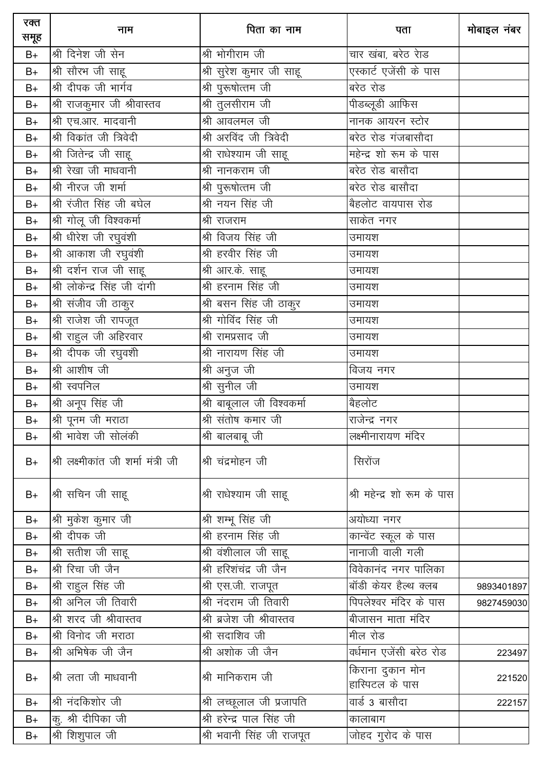| रक्त समूह | नाम | पिता का नाम | पता | मोबाइल नंबर |
|---|---|---|---|---|
| B+ | श्री दिनेश जी सेन | श्री भोगीराम जी | चार खंबा, बरेठ रोड | |
| B+ | श्री सौरभ जी साहू | श्री सुरेश कुमार जी साहू | एस्कार्ट एजेंसी के पास | |
| B+ | श्री दीपक जी भार्गव | श्री पुरूषोत्तम जी | बरेठ रोड | |
| B+ | श्री राजकुमार जी श्रीवास्तव | श्री तुलसीराम जी | पीडब्लूडी आफिस | |
| B+ | श्री एच.आर. मादवानी | श्री आवलमल जी | नानक आयरन स्टोर | |
| B+ | श्री विक्रांत जी त्रिवेदी | श्री अरविंद जी त्रिवेदी | बरेठ रोड गंजबासौदा | |
| B+ | श्री जितेन्द्र जी साहू | श्री राधेश्याम जी साहू | महेन्द्र शो रूम के पास | |
| B+ | श्री रेखा जी माधवानी | श्री नानकराम जी | बरेठ रोड बासौदा | |
| B+ | श्री नीरज जी शर्मा | श्री पुरूषोत्तम जी | बरेठ रोड बासौदा | |
| B+ | श्री रंजीत सिंह जी बघेल | श्री नयन सिंह जी | बैहलोट वायपास रोड | |
| B+ | श्री गोलू जी विश्वकर्मा | श्री राजराम | साकेत नगर | |
| B+ | श्री धीरेश जी रघुवंशी | श्री विजय सिंह जी | उमायश | |
| B+ | श्री आकाश जी रघुवंशी | श्री हरवीर सिंह जी | उमायश | |
| B+ | श्री दर्शन राज जी साहू | श्री आर.के. साहू | उमायश | |
| B+ | श्री लोकेन्द्र सिंह जी दांगी | श्री हरनाम सिंह जी | उमायश | |
| B+ | श्री संजीव जी ठाकुर | श्री बसन सिंह जी ठाकुर | उमायश | |
| B+ | श्री राजेश जी रापजूत | श्री गोविंद सिंह जी | उमायश | |
| B+ | श्री राहुल जी अहिरवार | श्री रामप्रसाद जी | उमायश | |
| B+ | श्री दीपक जी रघुवंशी | श्री नारायण सिंह जी | उमायश | |
| B+ | श्री आशीष जी | श्री अनुज जी | विजय नगर | |
| B+ | श्री स्वपनिल | श्री सुनील जी | उमायश | |
| B+ | श्री अनूप सिंह जी | श्री बाबूलाल जी विश्वकर्मा | बैहलोट | |
| B+ | श्री पूनम जी मराठा | श्री संतोष कमार जी | राजेन्द्र नगर | |
| B+ | श्री भावेश जी सोलंकी | श्री बालबाबू जी | लक्ष्मीनारायण मंदिर | |
| B+ | श्री लक्ष्मीकांत जी शर्मा मंत्री जी | श्री चंद्रमोहन जी | सिरोंज | |
| B+ | श्री सचिन जी साहू | श्री राधेश्याम जी साहू | श्री महेन्द्र शो रूम के पास | |
| B+ | श्री मुकेश कुमार जी | श्री शम्भू सिंह जी | अयोध्या नगर | |
| B+ | श्री दीपक जी | श्री हरनाम सिंह जी | कान्वेंट स्कूल के पास | |
| B+ | श्री सतीश जी साहू | श्री वंशीलाल जी साहू | नानाजी वाली गली | |
| B+ | श्री रिचा जी जैन | श्री हरिशंचंद्र जी जैन | विवेकानंद नगर पालिका | |
| B+ | श्री राहुल सिंह जी | श्री एस.जी. राजपूत | बॉडी केयर हैल्थ क्लब | 9893401897 |
| B+ | श्री अनिल जी तिवारी | श्री नंदराम जी तिवारी | पिपलेश्वर मंदिर के पास | 9827459030 |
| B+ | श्री शरद जी श्रीवास्तव | श्री ब्रजेश जी श्रीवास्तव | बीजासन माता मंदिर | |
| B+ | श्री विनोद जी मराठा | श्री सदाशिव जी | मील रोड | |
| B+ | श्री अभिषेक जी जैन | श्री अशोक जी जैन | वर्धमान एजेंसी बरेठ रोड | 223497 |
| B+ | श्री लता जी माधवानी | श्री मानिकराम जी | किराना दुकान मोन हास्पिटल के पास | 221520 |
| B+ | श्री नंदकिशोर जी | श्री लच्छूलाल जी प्रजापति | वार्ड 3 बासौदा | 222157 |
| B+ | कु. श्री दीपिका जी | श्री हरेन्द्र पाल सिंह जी | कालाबाग | |
| B+ | श्री शिशुपाल जी | श्री भवानी सिंह जी राजपूत | जोहद गुरोद के पास | |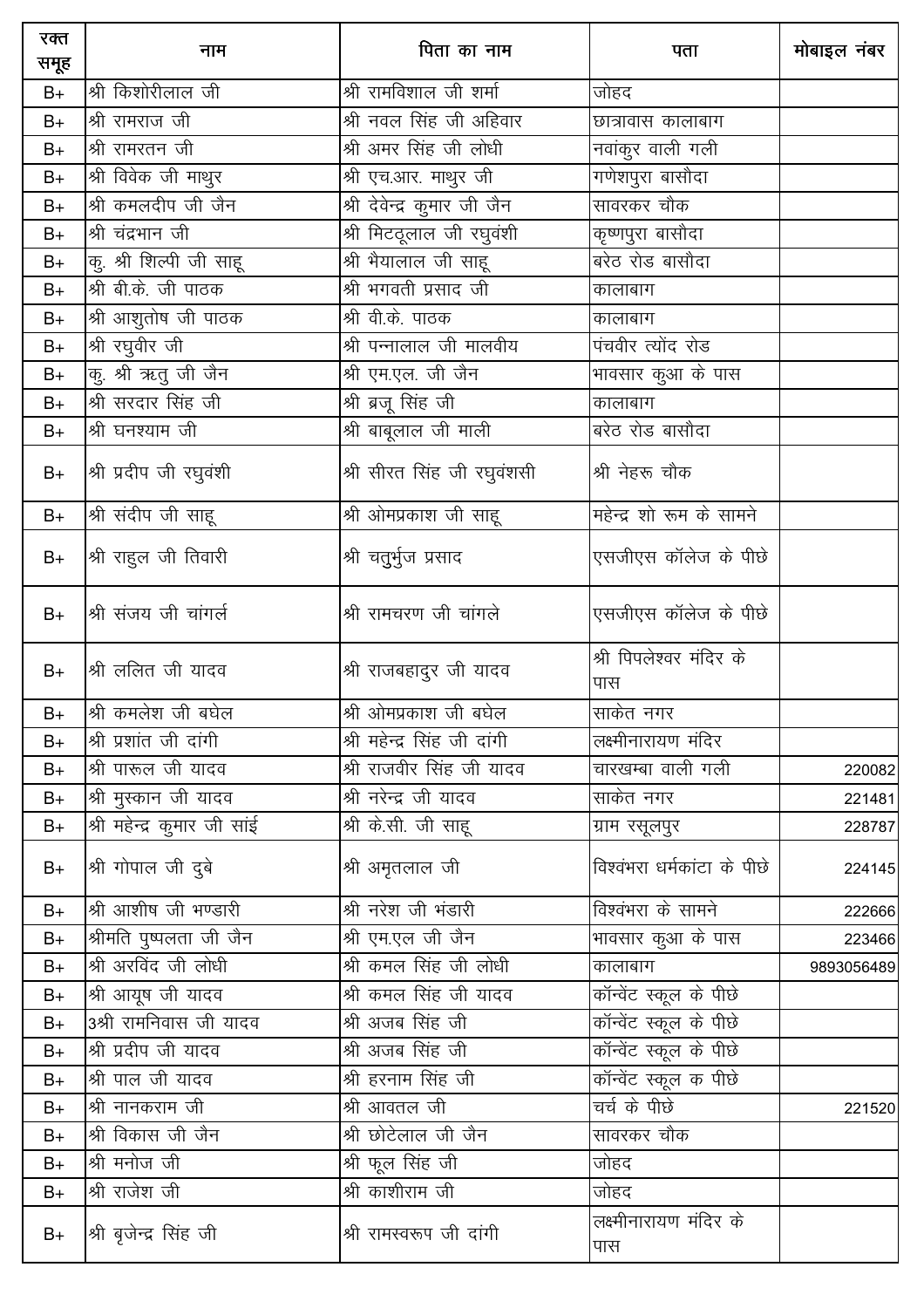| रक्त समूह | नाम | पिता का नाम | पता | मोबाइल नंबर |
|---|---|---|---|---|
| B+ | श्री किशोरीलाल जी | श्री रामविशाल जी शर्मा | जोहद | |
| B+ | श्री रामराज जी | श्री नवल सिंह जी अहिवार | छात्रावास कालाबाग | |
| B+ | श्री रामरतन जी | श्री अमर सिंह जी लोधी | नवांकुर वाली गली | |
| B+ | श्री विवेक जी माथुर | श्री एच.आर. माथुर जी | गणेशपुरा बासौदा | |
| B+ | श्री कमलदीप जी जैन | श्री देवेन्द्र कुमार जी जैन | सावरकर चौक | |
| B+ | श्री चंद्रभान जी | श्री मिट्ठूलाल जी रघुवंशी | कृष्णपुरा बासौदा | |
| B+ | कु. श्री शिल्पी जी साहू | श्री भैयालाल जी साहू | बरेठ रोड बासौदा | |
| B+ | श्री बी.के. जी पाठक | श्री भगवती प्रसाद जी | कालाबाग | |
| B+ | श्री आशुतोष जी पाठक | श्री वी.के. पाठक | कालाबाग | |
| B+ | श्री रघुवीर जी | श्री पन्नालाल जी मालवीय | पंचवीर त्योंद रोड | |
| B+ | कु. श्री ऋतु जी जैन | श्री एम.एल. जी जैन | भावसार कुआ के पास | |
| B+ | श्री सरदार सिंह जी | श्री ब्रजू सिंह जी | कालाबाग | |
| B+ | श्री घनश्याम जी | श्री बाबूलाल जी माली | बरेठ रोड बासौदा | |
| B+ | श्री प्रदीप जी रघुवंशी | श्री सीरत सिंह जी रघुवंशसी | श्री नेहरू चौक | |
| B+ | श्री संदीप जी साहू | श्री ओमप्रकाश जी साहू | महेन्द्र शो रूम के सामने | |
| B+ | श्री राहुल जी तिवारी | श्री चतुर्भुज प्रसाद | एसजीएस कॉलेज के पीछे | |
| B+ | श्री संजय जी चांगर्ल | श्री रामचरण जी चांगले | एसजीएस कॉलेज के पीछे | |
| B+ | श्री ललित जी यादव | श्री राजबहादुर जी यादव | श्री पिपलेश्वर मंदिर के पास | |
| B+ | श्री कमलेश जी बघेल | श्री ओमप्रकाश जी बघेल | साकेत नगर | |
| B+ | श्री प्रशांत जी दांगी | श्री महेन्द्र सिंह जी दांगी | लक्ष्मीनारायण मंदिर | |
| B+ | श्री पारूल जी यादव | श्री राजवीर सिंह जी यादव | चारखम्बा वाली गली | 220082 |
| B+ | श्री मुस्कान जी यादव | श्री नरेन्द्र जी यादव | साकेत नगर | 221481 |
| B+ | श्री महेन्द्र कुमार जी सांई | श्री के.सी. जी साहू | ग्राम रसूलपुर | 228787 |
| B+ | श्री गोपाल जी दुबे | श्री अमृतलाल जी | विश्वंभरा धर्मकांटा के पीछे | 224145 |
| B+ | श्री आशीष जी भण्डारी | श्री नरेश जी भंडारी | विश्वंभरा के सामने | 222666 |
| B+ | श्रीमति पुष्पलता जी जैन | श्री एम.एल जी जैन | भावसार कुआ के पास | 223466 |
| B+ | श्री अरविंद जी लोधी | श्री कमल सिंह जी लोधी | कालाबाग | 9893056489 |
| B+ | श्री आयूष जी यादव | श्री कमल सिंह जी यादव | कॉन्वेंट स्कूल के पीछे | |
| B+ | 3श्री रामनिवास जी यादव | श्री अजब सिंह जी | कॉन्वेंट स्कूल के पीछे | |
| B+ | श्री प्रदीप जी यादव | श्री अजब सिंह जी | कॉन्वेंट स्कूल के पीछे | |
| B+ | श्री पाल जी यादव | श्री हरनाम सिंह जी | कॉन्वेंट स्कूल क पीछे | |
| B+ | श्री नानकराम जी | श्री आवतल जी | चर्च के पीछे | 221520 |
| B+ | श्री विकास जी जैन | श्री छोटेलाल जी जैन | सावरकर चौक | |
| B+ | श्री मनोज जी | श्री फूल सिंह जी | जोहद | |
| B+ | श्री राजेश जी | श्री काशीराम जी | जोहद | |
| B+ | श्री बृजेन्द्र सिंह जी | श्री रामस्वरूप जी दांगी | लक्ष्मीनारायण मंदिर के पास | |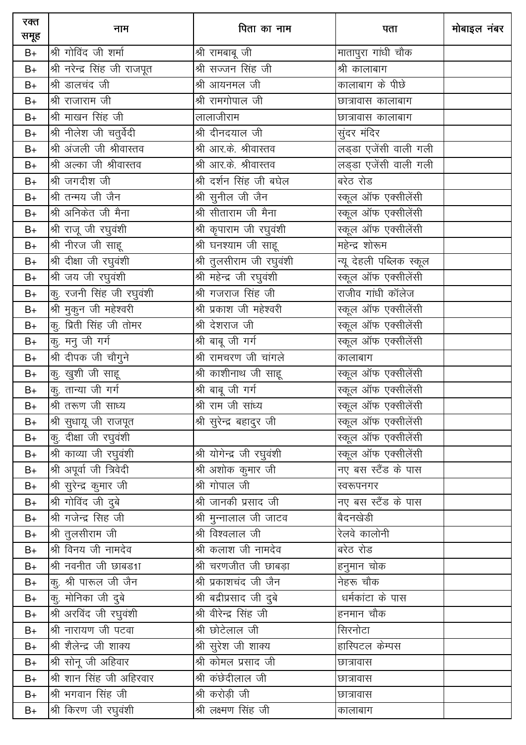| रक्त समूह | नाम | पिता का नाम | पता | मोबाइल नंबर |
|---|---|---|---|---|
| B+ | श्री गोविंद जी शर्मा | श्री रामबाबू जी | मातापुरा गांधी चौक | |
| B+ | श्री नरेन्द्र सिंह जी राजपूत | श्री सज्जन सिंह जी | श्री कालाबाग | |
| B+ | श्री डालचंद जी | श्री आयनमल जी | कालाबाग के पीछे | |
| B+ | श्री राजाराम जी | श्री रामगोपाल जी | छात्रावास कालाबाग | |
| B+ | श्री माखन सिंह जी | लालाजीराम | छात्रावास कालाबाग | |
| B+ | श्री नीलेश जी चतुर्वेदी | श्री दीनदयाल जी | सुंदर मंदिर | |
| B+ | श्री अंजली जी श्रीवास्तव | श्री आर.के. श्रीवास्तव | लड्डा एजेंसी वाली गली | |
| B+ | श्री अल्का जी श्रीवास्तव | श्री आर.के. श्रीवास्तव | लड्डा एजेंसी वाली गली | |
| B+ | श्री जगदीश जी | श्री दर्शन सिंह जी बघेल | बरेठ रोड | |
| B+ | श्री तन्मय जी जैन | श्री सुनील जी जैन | स्कूल ऑफ एक्सीलेंसी | |
| B+ | श्री अनिकेत जी मैना | श्री सीताराम जी मैना | स्कूल ऑफ एक्सीलेंसी | |
| B+ | श्री राजू जी रघुवंशी | श्री कृपाराम जी रघुवंशी | स्कूल ऑफ एक्सीलेंसी | |
| B+ | श्री नीरज जी साहू | श्री घनश्याम जी साहू | महेन्द्र शोरूम | |
| B+ | श्री दीक्षा जी रघुवंशी | श्री तुलसीराम जी रघुवंशी | न्यू देहली पब्लिक स्कूल | |
| B+ | श्री जय जी रघुवंशी | श्री महेन्द्र जी रघुवंशी | स्कूल ऑफ एक्सीलेंसी | |
| B+ | कु. रजनी सिंह जी रघुवंशी | श्री गजराज सिंह जी | राजीव गांधी कॉलेज | |
| B+ | श्री मुकुन जी महेश्वरी | श्री प्रकाश जी महेश्वरी | स्कूल ऑफ एक्सीलेंसी | |
| B+ | कु. प्रिती सिंह जी तोमर | श्री देशराज जी | स्कूल ऑफ एक्सीलेंसी | |
| B+ | कु. मनु जी गर्ग | श्री बाबू जी गर्ग | स्कूल ऑफ एक्सीलेंसी | |
| B+ | श्री दीपक जी चौगुने | श्री रामचरण जी चांगले | कालाबाग | |
| B+ | कु. खुशी जी साहू | श्री काशीनाथ जी साहू | स्कूल ऑफ एक्सीलेंसी | |
| B+ | कु. तान्या जी गर्ग | श्री बाबू जी गर्ग | स्कूल ऑफ एक्सीलेंसी | |
| B+ | श्री तरूण जी साध्य | श्री राम जी सांध्य | स्कूल ऑफ एक्सीलेंसी | |
| B+ | श्री सुधायू जी राजपूत | श्री सुरेन्द्र बहादुर जी | स्कूल ऑफ एक्सीलेंसी | |
| B+ | कु. दीक्षा जी रघुवंशी | | स्कूल ऑफ एक्सीलेंसी | |
| B+ | श्री काव्या जी रघुवंशी | श्री योगेन्द्र जी रघुवंशी | स्कूल ऑफ एक्सीलेंसी | |
| B+ | श्री अपूर्वा जी त्रिवेदी | श्री अशोक कुमार जी | नए बस स्टैंड के पास | |
| B+ | श्री सुरेन्द्र कुमार जी | श्री गोपाल जी | स्वरूपनगर | |
| B+ | श्री गोविंद जी दुबे | श्री जानकी प्रसाद जी | नए बस स्टैंड के पास | |
| B+ | श्री गजेन्द्र सिह जी | श्री मुन्नालाल जी जाटव | बैदनखेडी | |
| B+ | श्री तुलसीराम जी | श्री विश्वलाल जी | रेलवे कालोनी | |
| B+ | श्री विनय जी नामदेव | श्री कलाश जी नामदेव | बरेठ रोड | |
| B+ | श्री नवनीत जी छाबड1ा | श्री चरणजीत जी छाबड़ा | हनुमान चौक | |
| B+ | कु. श्री पारूल जी जैन | श्री प्रकाशचंद जी जैन | नेहरू चौक | |
| B+ | कु. मोनिका जी दुबे | श्री बद्रीप्रसाद जी दुबे | धर्मकांटा के पास | |
| B+ | श्री अरविंद जी रघुवंशी | श्री वीरेन्द्र सिंह जी | हनमान चौक | |
| B+ | श्री नारायण जी पटवा | श्री छोटेलाल जी | सिरनोटा | |
| B+ | श्री शैलेन्द्र जी शाक्य | श्री सुरेश जी शाक्य | हास्पिटल केम्पस | |
| B+ | श्री सोनू जी अहिवार | श्री कोमल प्रसाद जी | छात्रावास | |
| B+ | श्री शान सिंह जी अहिरवार | श्री कंछेदीलाल जी | छात्रावास | |
| B+ | श्री भगवान सिंह जी | श्री करोड़ी जी | छात्रावास | |
| B+ | श्री किरण जी रघुवंशी | श्री लक्ष्मण सिंह जी | कालाबाग | |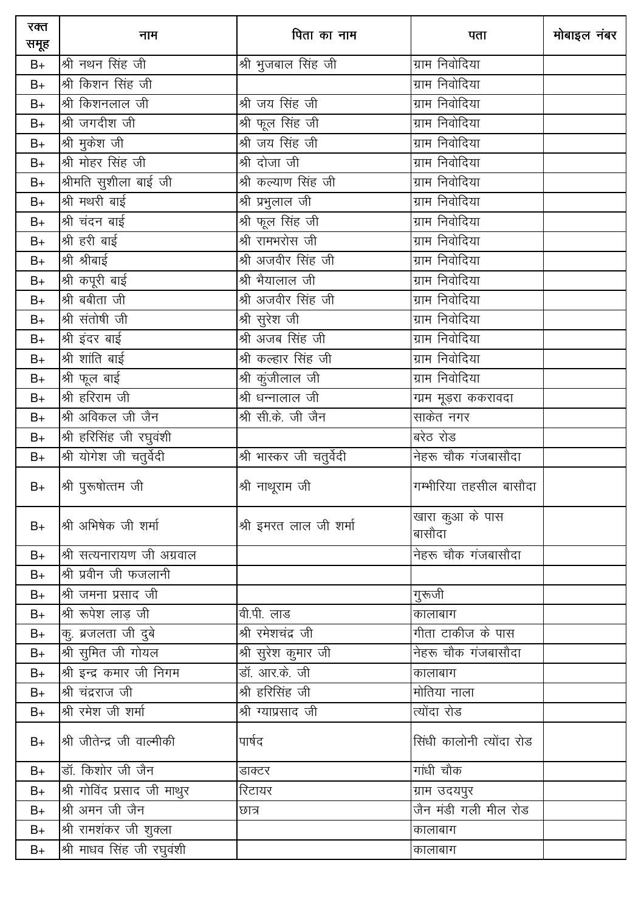| रक्त समूह | नाम | पिता का नाम | पता | मोबाइल नंबर |
|---|---|---|---|---|
| B+ | श्री नथन सिंह जी | श्री भुजबाल सिंह जी | ग्राम निवोदिया | |
| B+ | श्री किशन सिंह जी | | ग्राम निवोदिया | |
| B+ | श्री किशनलाल जी | श्री जय सिंह जी | ग्राम निवोदिया | |
| B+ | श्री जगदीश जी | श्री फूल सिंह जी | ग्राम निवोदिया | |
| B+ | श्री मुकेश जी | श्री जय सिंह जी | ग्राम निवोदिया | |
| B+ | श्री मोहर सिंह जी | श्री दोजा जी | ग्राम निवोदिया | |
| B+ | श्रीमति सुशीला बाई जी | श्री कल्याण सिंह जी | ग्राम निवोदिया | |
| B+ | श्री मथरी बाई | श्री प्रभुलाल जी | ग्राम निवोदिया | |
| B+ | श्री चंदन बाई | श्री फूल सिंह जी | ग्राम निवोदिया | |
| B+ | श्री हरी बाई | श्री रामभरोस जी | ग्राम निवोदिया | |
| B+ | श्री श्रीबाई | श्री अजवीर सिंह जी | ग्राम निवोदिया | |
| B+ | श्री कपूरी बाई | श्री भैयालाल जी | ग्राम निवोदिया | |
| B+ | श्री बबीता जी | श्री अजवीर सिंह जी | ग्राम निवोदिया | |
| B+ | श्री संतोषी जी | श्री सुरेश जी | ग्राम निवोदिया | |
| B+ | श्री इंदर बाई | श्री अजब सिंह जी | ग्राम निवोदिया | |
| B+ | श्री शांति बाई | श्री कल्हार सिंह जी | ग्राम निवोदिया | |
| B+ | श्री फूल बाई | श्री कुंजीलाल जी | ग्राम निवोदिया | |
| B+ | श्री हरिराम जी | श्री धन्नालाल जी | ग्म्रम मूड़रा ककरावदा | |
| B+ | श्री अविकल जी जैन | श्री सी.के. जी जैन | साकेत नगर | |
| B+ | श्री हरिसिंह जी रघुवंशी | | बरेठ रोड | |
| B+ | श्री योगेश जी चतुर्वेदी | श्री भास्कर जी चतुर्वेदी | नेहरू चौक गंजबासौदा | |
| B+ | श्री पुरूषोत्तम जी | श्री नाथूराम जी | गम्भीरिया तहसील बासौदा | |
| B+ | श्री अभिषेक जी शर्मा | श्री इमरत लाल जी शर्मा | खारा कुआ के पास बासौदा | |
| B+ | श्री सत्यनारायण जी अग्रवाल | | नेहरू चौक गंजबासौदा | |
| B+ | श्री प्रवीन जी फजलानी | | | |
| B+ | श्री जमना प्रसाद जी | | गुरूजी | |
| B+ | श्री रूपेश लाड़ जी | वी.पी. लाड | कालाबाग | |
| B+ | कु. ब्रजलता जी दुबे | श्री रमेशचंद्र जी | गीता टाकीज के पास | |
| B+ | श्री सुमित जी गोयल | श्री सुरेश कुमार जी | नेहरू चौक गंजबासौदा | |
| B+ | श्री इन्द्र कमार जी निगम | डॉ. आर.के. जी | कालाबाग | |
| B+ | श्री चंद्रराज जी | श्री हरिसिंह जी | मोतिया नाला | |
| B+ | श्री रमेश जी शर्मा | श्री ग्याप्रसाद जी | त्योंदा रोड | |
| B+ | श्री जीतेन्द्र जी वाल्मीकी | पार्षद | सिंधी कालोनी त्योंदा रोड | |
| B+ | डॉ. किशोर जी जैन | डाक्टर | गांधी चौक | |
| B+ | श्री गोविंद प्रसाद जी माथुर | रिटायर | ग्राम उदयपुर | |
| B+ | श्री अमन जी जैन | छात्र | जैन मंडी गली मील रोड | |
| B+ | श्री रामशंकर जी शुक्ला | | कालाबाग | |
| B+ | श्री माधव सिंह जी रघुवंशी | | कालाबाग | |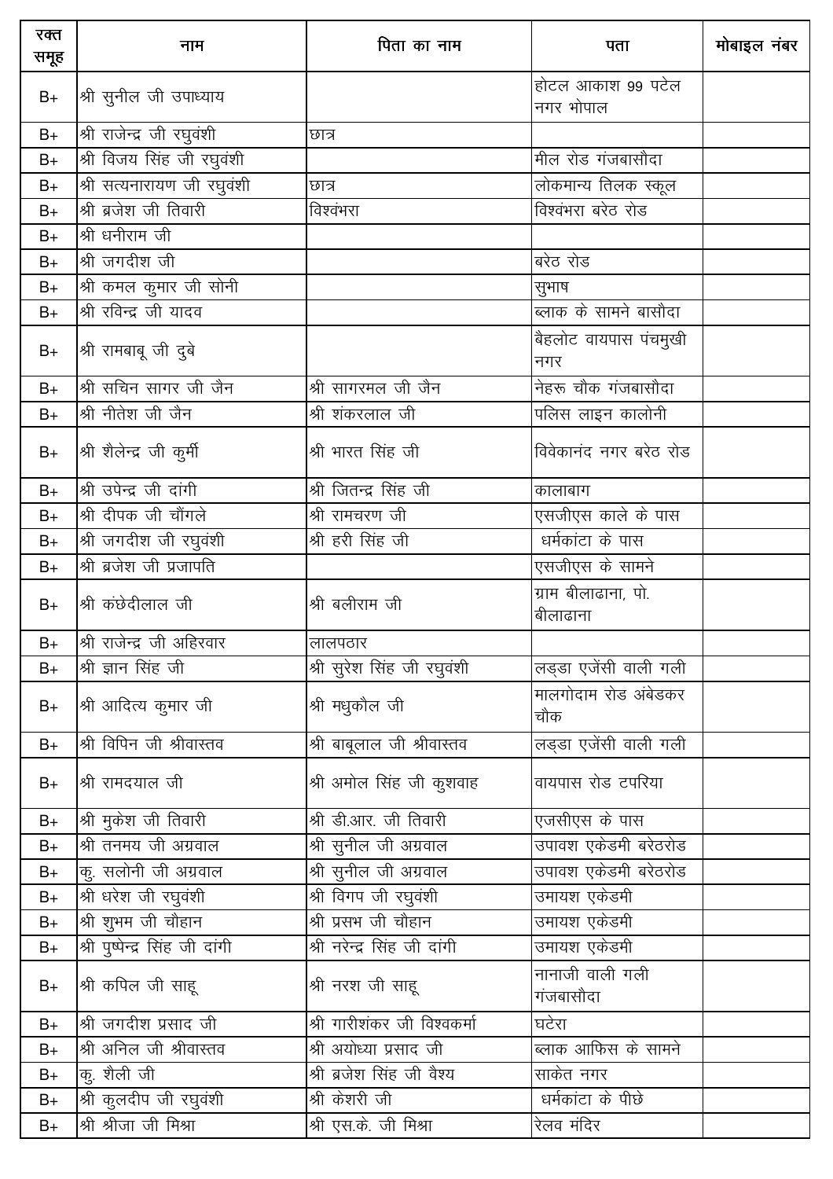| रक्त समूह | नाम | पिता का नाम | पता | मोबाइल नंबर |
|---|---|---|---|---|
| B+ | श्री सुनील जी उपाध्याय | | होटल आकाश 99 पटेल नगर भोपाल | |
| B+ | श्री राजेन्द्र जी रघुवंशी | छात्र | | |
| B+ | श्री विजय सिंह जी रघुवंशी | | मील रोड गंजबासौदा | |
| B+ | श्री सत्यनारायण जी रघुवंशी | छात्र | लोकमान्य तिलक स्कूल | |
| B+ | श्री ब्रजेश जी तिवारी | विश्वंभरा | विश्वंभरा बरेठ रोड | |
| B+ | श्री धनीराम जी | | | |
| B+ | श्री जगदीश जी | | बरेठ रोड | |
| B+ | श्री कमल कुमार जी सोनी | | सुभाष | |
| B+ | श्री रविन्द्र जी यादव | | ब्लाक के सामने बासौदा | |
| B+ | श्री रामबाबू जी दुबे | | बैहलोट वायपास पंचमुखी नगर | |
| B+ | श्री सचिन सागर जी जैन | श्री सागरमल जी जैन | नेहरू चौक गंजबासौदा | |
| B+ | श्री नीतेश जी जैन | श्री शंकरलाल जी | पलिस लाइन कालोनी | |
| B+ | श्री शैलेन्द्र जी कुर्मी | श्री भारत सिंह जी | विवेकानंद नगर बरेठ रोड | |
| B+ | श्री उपेन्द्र जी दांगी | श्री जितन्द्र सिंह जी | कालाबाग | |
| B+ | श्री दीपक जी चौंगले | श्री रामचरण जी | एसजीएस काले के पास | |
| B+ | श्री जगदीश जी रघुवंशी | श्री हरी सिंह जी | धर्मकांटा के पास | |
| B+ | श्री ब्रजेश जी प्रजापति | | एसजीएस के सामने | |
| B+ | श्री कंछेदीलाल जी | श्री बलीराम जी | ग्राम बीलाढाना, पो. बीलाढाना | |
| B+ | श्री राजेन्द्र जी अहिरवार | लालपठार | | |
| B+ | श्री ज्ञान सिंह जी | श्री सुरेश सिंह जी रघुवंशी | लड्डा एजेंसी वाली गली | |
| B+ | श्री आदित्य कुमार जी | श्री मधुकौल जी | मालगोदाम रोड अंबेडकर चौक | |
| B+ | श्री विपिन जी श्रीवास्तव | श्री बाबूलाल जी श्रीवास्तव | लड्डा एजेंसी वाली गली | |
| B+ | श्री रामदयाल जी | श्री अमोल सिंह जी कुशवाह | वायपास रोड टपरिया | |
| B+ | श्री मुकेश जी तिवारी | श्री डी.आर. जी तिवारी | एजसीएस के पास | |
| B+ | श्री तनमय जी अग्रवाल | श्री सुनील जी अग्रवाल | उपावश एकेडमी बरेठरोड | |
| B+ | कु. सलोनी जी अग्रवाल | श्री सुनील जी अग्रवाल | उपावश एकेडमी बरेठरोड | |
| B+ | श्री धरेश जी रघुवंशी | श्री विगप जी रघुवंशी | उमायश एकेडमी | |
| B+ | श्री शुभम जी चौहान | श्री प्रसभ जी चौहान | उमायश एकेडमी | |
| B+ | श्री पुष्पेन्द्र सिंह जी दांगी | श्री नरेन्द्र सिंह जी दांगी | उमायश एकेडमी | |
| B+ | श्री कपिल जी साहू | श्री नरश जी साहू | नानाजी वाली गली गंजबासौदा | |
| B+ | श्री जगदीश प्रसाद जी | श्री गारीशंकर जी विश्वकर्मा | घटेरा | |
| B+ | श्री अनिल जी श्रीवास्तव | श्री अयोध्या प्रसाद जी | ब्लाक आफिस के सामने | |
| B+ | कु. शैली जी | श्री ब्रजेश सिंह जी वैश्य | साकेत नगर | |
| B+ | श्री कुलदीप जी रघुवंशी | श्री केशरी जी | धर्मकांटा के पीछे | |
| B+ | श्री श्रीजा जी मिश्रा | श्री एस.के. जी मिश्रा | रेलव मंदिर | |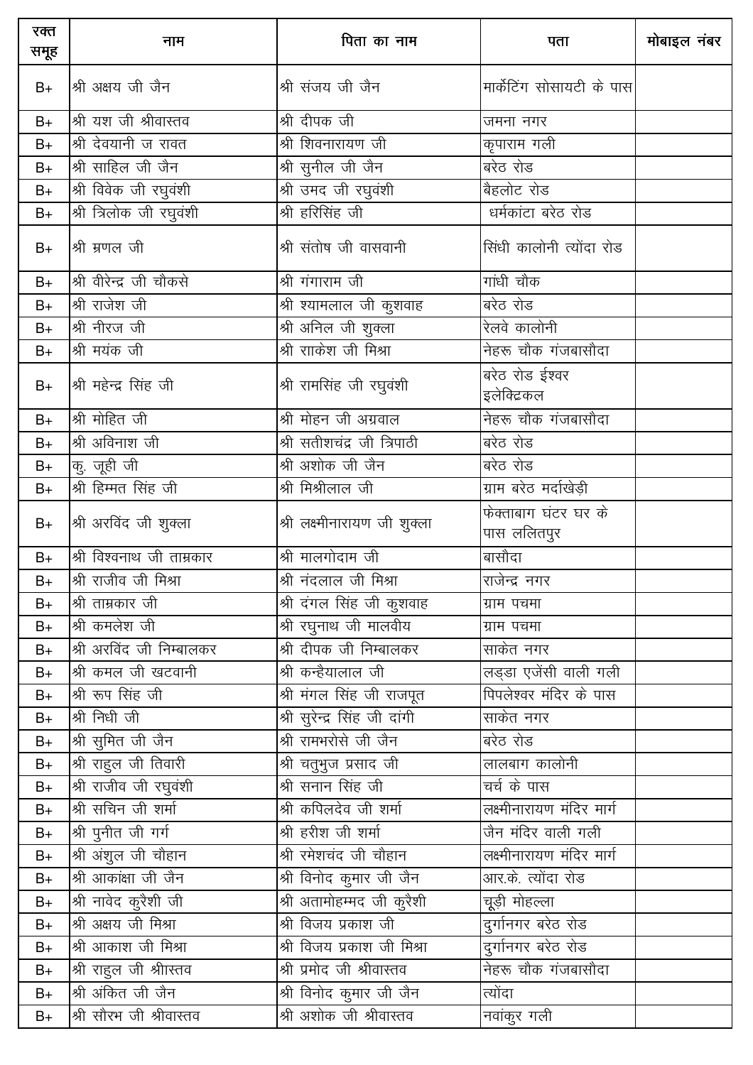| रक्त समूह | नाम | पिता का नाम | पता | मोबाइल नंबर |
|---|---|---|---|---|
| B+ | श्री अक्षय जी जैन | श्री संजय जी जैन | मार्केटिंग सोसायटी के पास | |
| B+ | श्री यश जी श्रीवास्तव | श्री दीपक जी | जमना नगर | |
| B+ | श्री देवयानी ज रावत | श्री शिवनारायण जी | कृपाराम गली | |
| B+ | श्री साहिल जी जैन | श्री सुनील जी जैन | बरेठ रोड | |
| B+ | श्री विवेक जी रघुवंशी | श्री उमद जी रघुवंशी | बैहलोट रोड | |
| B+ | श्री त्रिलोक जी रघुवंशी | श्री हरिसिंह जी | धर्मकांटा बरेठ रोड | |
| B+ | श्री म्रणल जी | श्री संतोष जी वासवानी | सिंधी कालोनी त्योंदा रोड | |
| B+ | श्री वीरेन्द्र जी चौकसे | श्री गंगाराम जी | गांधी चौक | |
| B+ | श्री राजेश जी | श्री श्यामलाल जी कुशवाह | बरेठ रोड | |
| B+ | श्री नीरज जी | श्री अनिल जी शुक्ला | रेलवे कालोनी | |
| B+ | श्री मयंक जी | श्री रााकेश जी मिश्रा | नेहरू चौक गंजबासौदा | |
| B+ | श्री महेन्द्र सिंह जी | श्री रामसिंह जी रघुवंशी | बरेठ रोड ईश्वर इलेक्ट्रिकल | |
| B+ | श्री मोहित जी | श्री मोहन जी अग्रवाल | नेहरू चौक गंजबासौदा | |
| B+ | श्री अविनाश जी | श्री सतीशचंद्र जी त्रिपाठी | बरेठ रोड | |
| B+ | कु. जूही जी | श्री अशोक जी जैन | बरेठ रोड | |
| B+ | श्री हिम्मत सिंह जी | श्री मिश्रीलाल जी | ग्राम बरेठ मर्दाखेड़ी | |
| B+ | श्री अरविंद जी शुक्ला | श्री लक्ष्मीनारायण जी शुक्ला | फेक्ताबाग घंटर घर के पास ललितपुर | |
| B+ | श्री विश्वनाथ जी ताम्रकार | श्री मालगोदाम जी | बासौदा | |
| B+ | श्री राजीव जी मिश्रा | श्री नंदलाल जी मिश्रा | राजेन्द्र नगर | |
| B+ | श्री ताम्रकार जी | श्री दंगल सिंह जी कुशवाह | ग्राम पचमा | |
| B+ | श्री कमलेश जी | श्री रघुनाथ जी मालवीय | ग्राम पचमा | |
| B+ | श्री अरविंद जी निम्बालकर | श्री दीपक जी निम्बालकर | साकेत नगर | |
| B+ | श्री कमल जी खटवानी | श्री कन्हैयालाल जी | लड्डा एजेंसी वाली गली | |
| B+ | श्री रूप सिंह जी | श्री मंगल सिंह जी राजपूत | पिपलेश्वर मंदिर के पास | |
| B+ | श्री निधी जी | श्री सुरेन्द्र सिंह जी दांगी | साकेत नगर | |
| B+ | श्री सुमित जी जैन | श्री रामभरोसे जी जैन | बरेठ रोड | |
| B+ | श्री राहुल जी तिवारी | श्री चतुभुज प्रसाद जी | लालबाग कालोनी | |
| B+ | श्री राजीव जी रघुवंशी | श्री सनान सिंह जी | चर्च के पास | |
| B+ | श्री सचिन जी शर्मा | श्री कपिलदेव जी शर्मा | लक्ष्मीनारायण मंदिर मार्ग | |
| B+ | श्री पुनीत जी गर्ग | श्री हरीश जी शर्मा | जैन मंदिर वाली गली | |
| B+ | श्री अंशुल जी चौहान | श्री रमेशचंद जी चौहान | लक्ष्मीनारायण मंदिर मार्ग | |
| B+ | श्री आकांक्षा जी जैन | श्री विनोद कुमार जी जैन | आर.के. त्योंदा रोड | |
| B+ | श्री नावेद कुरैशी जी | श्री अतामोहम्मद जी कुरैशी | चूड़ी मोहल्ला | |
| B+ | श्री अक्षय जी मिश्रा | श्री विजय प्रकाश जी | दुर्गानगर बरेठ रोड | |
| B+ | श्री आकाश जी मिश्रा | श्री विजय प्रकाश जी मिश्रा | दुर्गानगर बरेठ रोड | |
| B+ | श्री राहुल जी श्रीस्तव | श्री प्रमोद जी श्रीवास्तव | नेहरू चौक गंजबासौदा | |
| B+ | श्री अंकित जी जैन | श्री विनोद कुमार जी जैन | त्योंदा | |
| B+ | श्री सौरभ जी श्रीवास्तव | श्री अशोक जी श्रीवास्तव | नवांकुर गली | |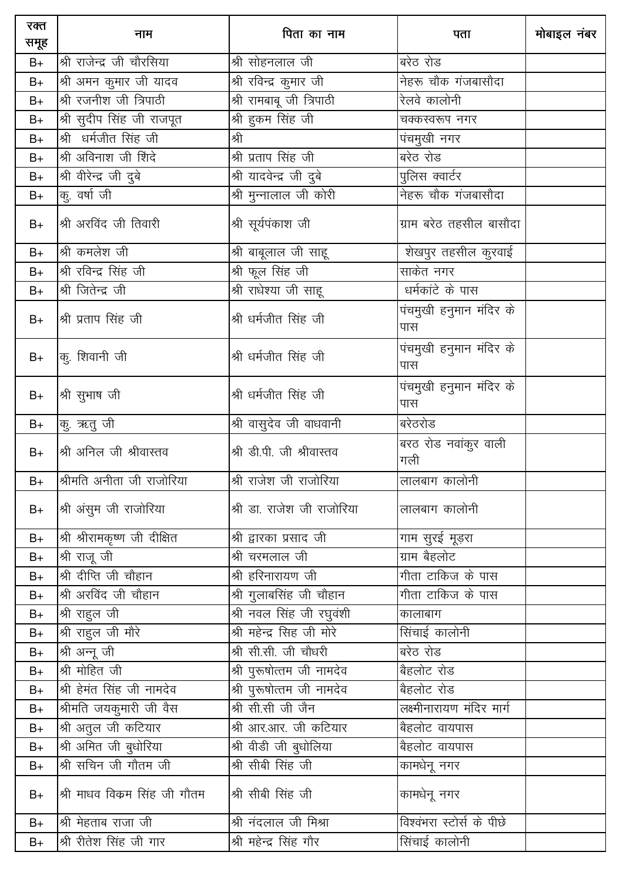| रक्त समूह | नाम | पिता का नाम | पता | मोबाइल नंबर |
|---|---|---|---|---|
| B+ | श्री राजेन्द्र जी चौरसिया | श्री सोहनलाल जी | बरेठ रोड | |
| B+ | श्री अमन कुमार जी यादव | श्री रविन्द्र कुमार जी | नेहरू चौक गंजबासौदा | |
| B+ | श्री रजनीश जी त्रिपाठी | श्री रामबाबू जी त्रिपाठी | रेलवे कालोनी | |
| B+ | श्री सुदीप सिंह जी राजपूत | श्री हुकम सिंह जी | चक्कस्वरूप नगर | |
| B+ | श्री धर्मजीत सिंह जी | श्री | पंचमुखी नगर | |
| B+ | श्री अविनाश जी शिंदे | श्री प्रताप सिंह जी | बरेठ रोड | |
| B+ | श्री वीरेन्द्र जी दुबे | श्री यादवेन्द्र जी दुबे | पुलिस क्वार्टर | |
| B+ | कु. वर्षा जी | श्री मुन्नालाल जी कोरी | नेहरू चौक गंजबासौदा | |
| B+ | श्री अरविंद जी तिवारी | श्री सूर्यपंकाश जी | ग्राम बरेठ तहसील बासौदा | |
| B+ | श्री कमलेश जी | श्री बाबूलाल जी साहू | शेखपुर तहसील कुरवाई | |
| B+ | श्री रविन्द्र सिंह जी | श्री फूल सिंह जी | साकेत नगर | |
| B+ | श्री जितेन्द्र जी | श्री राधेश्या जी साहू | धर्मकांटे के पास | |
| B+ | श्री प्रताप सिंह जी | श्री धर्मजीत सिंह जी | पंचमुखी हनुमान मंदिर के पास | |
| B+ | कु. शिवानी जी | श्री धर्मजीत सिंह जी | पंचमुखी हनुमान मंदिर के पास | |
| B+ | श्री सुभाष जी | श्री धर्मजीत सिंह जी | पंचमुखी हनुमान मंदिर के पास | |
| B+ | कु. ऋतु जी | श्री वासुदेव जी वाधवानी | बरेठरोड | |
| B+ | श्री अनिल जी श्रीवास्तव | श्री डी.पी. जी श्रीवास्तव | बरठ रोड नवांकुर वाली गली | |
| B+ | श्रीमति अनीता जी राजोरिया | श्री राजेश जी राजोरिया | लालबाग कालोनी | |
| B+ | श्री अंसुम जी राजोरिया | श्री डा. राजेश जी राजोरिया | लालबाग कालोनी | |
| B+ | श्री श्रीरामकृष्ण जी दीक्षित | श्री द्वारका प्रसाद जी | गाम सुरई मूड़रा | |
| B+ | श्री राजू जी | श्री चरमलाल जी | ग्राम बैहलोट | |
| B+ | श्री दीप्ति जी चौहान | श्री हरिनारायण जी | गीता टाकिज के पास | |
| B+ | श्री अरविंद जी चौहान | श्री गुलाबसिंह जी चौहान | गीता टाकिज के पास | |
| B+ | श्री राहुल जी | श्री नवल सिंह जी रघुवंशी | कालाबाग | |
| B+ | श्री राहुल जी मौरे | श्री महेन्द्र सिह जी मोरे | सिंचाई कालोनी | |
| B+ | श्री अन्नू जी | श्री सी.सी. जी चौधरी | बरेठ रोड | |
| B+ | श्री मोहित जी | श्री पुरूषोत्तम जी नामदेव | बैहलोट रोड | |
| B+ | श्री हेमंत सिंह जी नामदेव | श्री पुरूषोत्तम जी नामदेव | बैहलोट रोड | |
| B+ | श्रीमति जयकुमारी जी वैस | श्री सी.सी जी जैन | लक्ष्मीनारायण मंदिर मार्ग | |
| B+ | श्री अतुल जी कटियार | श्री आर.आर. जी कटियार | बैहलोट वायपास | |
| B+ | श्री अमित जी बुधोरिया | श्री वीडी जी बुधोलिया | बैहलोट वायपास | |
| B+ | श्री सचिन जी गौतम जी | श्री सीबी सिंह जी | कामधेनू नगर | |
| B+ | श्री माधव विक्रम सिंह जी गौतम | श्री सीबी सिंह जी | कामधेनू नगर | |
| B+ | श्री मेहताब राजा जी | श्री नंदलाल जी मिश्रा | विश्वंभरा स्टोर्स के पीछे | |
| B+ | श्री रीतेश सिंह जी गार | श्री महेन्द्र सिंह गौर | सिंचाई कालोनी | |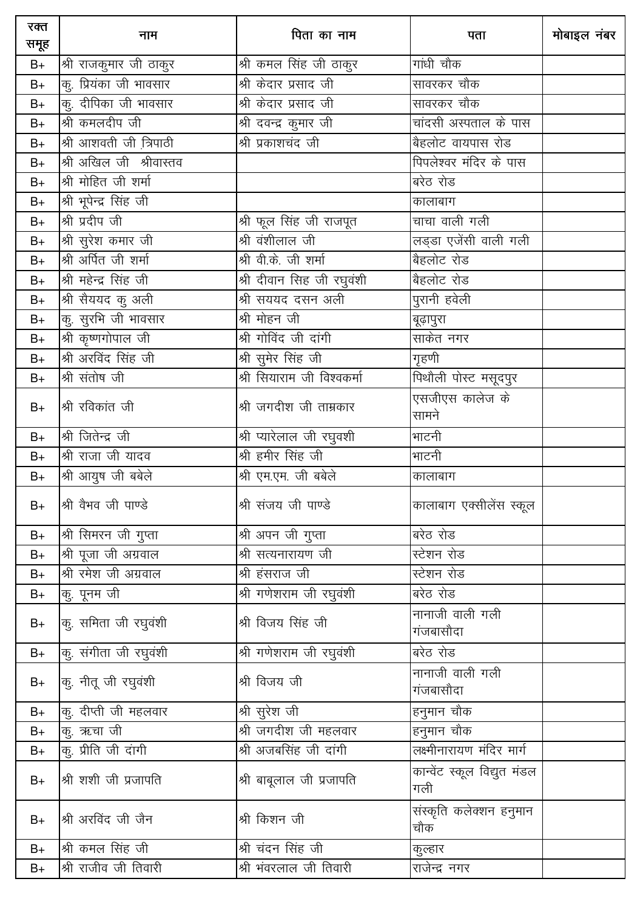| रक्त समूह | नाम | पिता का नाम | पता | मोबाइल नंबर |
|---|---|---|---|---|
| B+ | श्री राजकुमार जी ठाकुर | श्री कमल सिंह जी ठाकुर | गांधी चौक | |
| B+ | कु. प्रियंका जी भावसार | श्री केदार प्रसाद जी | सावरकर चौक | |
| B+ | कु. दीपिका जी भावसार | श्री केदार प्रसाद जी | सावरकर चौक | |
| B+ | श्री कमलदीप जी | श्री दवन्द्र कुमार जी | चांदसी अस्पताल के पास | |
| B+ | श्री आशवती जी त्रिपाठी | श्री प्रकाशचंद जी | बैहलोट वायपास रोड | |
| B+ | श्री अखिल जी श्रीवास्तव | | पिपलेश्वर मंदिर के पास | |
| B+ | श्री मोहित जी शर्मा | | बरेठ रोड | |
| B+ | श्री भूपेन्द्र सिंह जी | | कालाबाग | |
| B+ | श्री प्रदीप जी | श्री फूल सिंह जी राजपूत | चाचा वाली गली | |
| B+ | श्री सुरेश कमार जी | श्री वंशीलाल जी | लड्डा एजेंसी वाली गली | |
| B+ | श्री अर्पित जी शर्मा | श्री वी.के. जी शर्मा | बैहलोट रोड | |
| B+ | श्री महेन्द्र सिंह जी | श्री दीवान सिह जी रघुवंशी | बैहलोट रोड | |
| B+ | श्री सैययद कु अली | श्री सययद दसन अली | पुरानी हवेली | |
| B+ | कु. सुरभि जी भावसार | श्री मोहन जी | बूढ़ापुरा | |
| B+ | श्री कृष्णगोपाल जी | श्री गोविंद जी दांगी | साकेत नगर | |
| B+ | श्री अरविंद सिंह जी | श्री सुमेर सिंह जी | गृहणी | |
| B+ | श्री संतोष जी | श्री सियाराम जी विश्वकर्मा | पिथौली पोस्ट मसूदपुर | |
| B+ | श्री रविकांत जी | श्री जगदीश जी ताम्रकार | एसजीएस कालेज के सामने | |
| B+ | श्री जितेन्द्र जी | श्री प्यारेलाल जी रघुवशी | भाटनी | |
| B+ | श्री राजा जी यादव | श्री हमीर सिंह जी | भाटनी | |
| B+ | श्री आयुष जी बबेले | श्री एम.एम. जी बबेले | कालाबाग | |
| B+ | श्री वैभव जी पाण्डे | श्री संजय जी पाण्डे | कालाबाग एक्सीलेंस स्कूल | |
| B+ | श्री सिमरन जी गुप्ता | श्री अपन जी गुप्ता | बरेठ रोड | |
| B+ | श्री पूजा जी अग्रवाल | श्री सत्यनारायण जी | स्टेशन रोड | |
| B+ | श्री रमेश जी अग्रवाल | श्री हंसराज जी | स्टेशन रोड | |
| B+ | कु. पूनम जी | श्री गणेशराम जी रघुवंशी | बरेठ रोड | |
| B+ | कु. समिता जी रघुवंशी | श्री विजय सिंह जी | नानाजी वाली गली गंजबासौदा | |
| B+ | कु. संगीता जी रघुवंशी | श्री गणेशराम जी रघुवंशी | बरेठ रोड | |
| B+ | कु. नीतू जी रघुवंशी | श्री विजय जी | नानाजी वाली गली गंजबासौदा | |
| B+ | कु. दीप्ती जी महलवार | श्री सुरेश जी | हनुमान चौक | |
| B+ | कु. ऋचा जी | श्री जगदीश जी महलवार | हनुमान चौक | |
| B+ | कु. प्रीति जी दांगी | श्री अजबसिंह जी दांगी | लक्ष्मीनारायण मंदिर मार्ग | |
| B+ | श्री शशी जी प्रजापति | श्री बाबूलाल जी प्रजापति | कान्वेंट स्कूल विद्युत मंडल गली | |
| B+ | श्री अरविंद जी जैन | श्री किशन जी | संस्कृति कलेक्शन हनुमान चौक | |
| B+ | श्री कमल सिंह जी | श्री चंदन सिंह जी | कुल्हार | |
| B+ | श्री राजीव जी तिवारी | श्री भंवरलाल जी तिवारी | राजेन्द्र नगर | |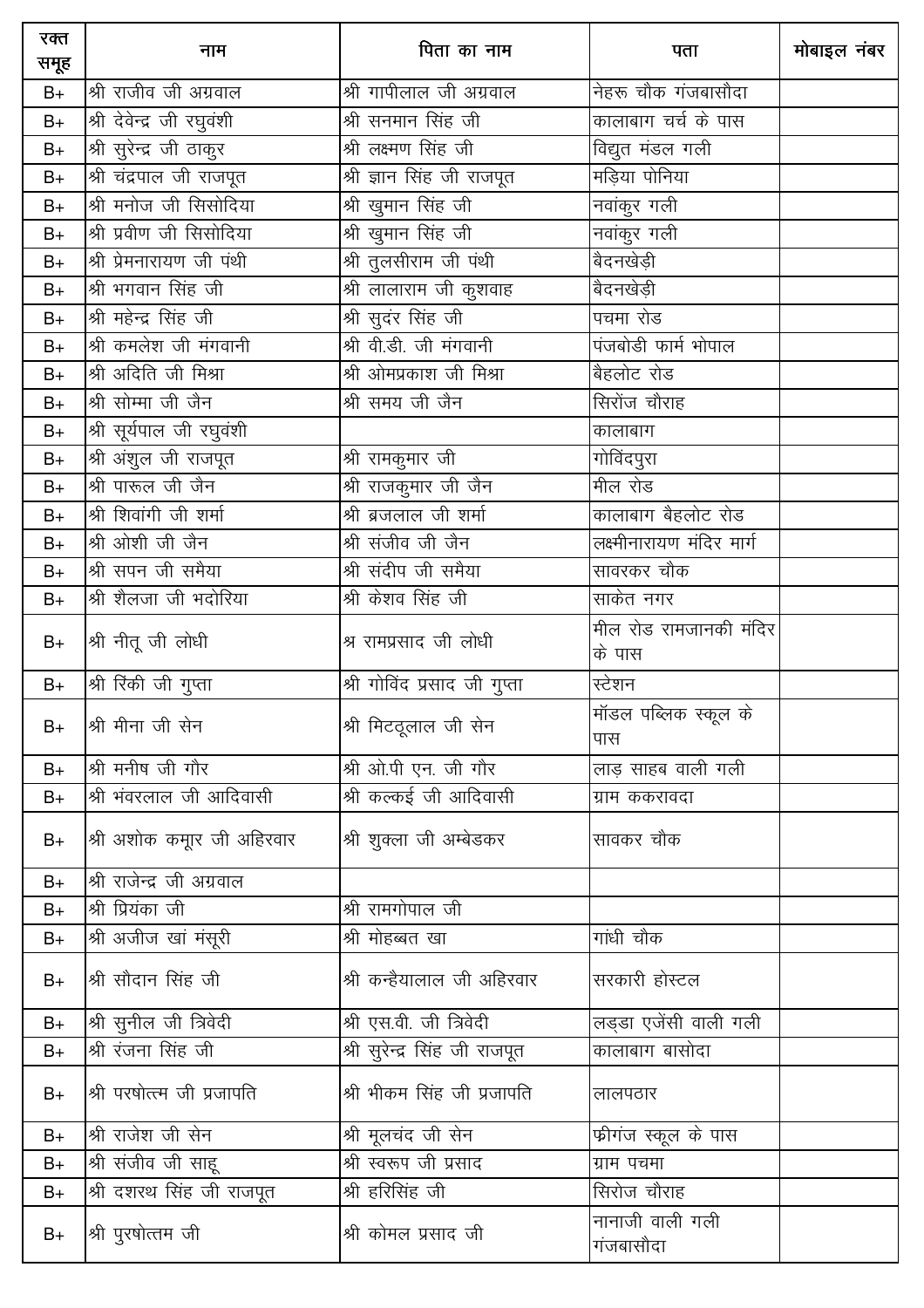| रक्त समूह | नाम | पिता का नाम | पता | मोबाइल नंबर |
|---|---|---|---|---|
| B+ | श्री राजीव जी अग्रवाल | श्री गापीलाल जी अग्रवाल | नेहरू चौक गंजबासौदा | |
| B+ | श्री देवेन्द्र जी रघुवंशी | श्री सनमान सिंह जी | कालाबाग चर्च के पास | |
| B+ | श्री सुरेन्द्र जी ठाकुर | श्री लक्ष्मण सिंह जी | विद्युत मंडल गली | |
| B+ | श्री चंद्रपाल जी राजपूत | श्री ज्ञान सिंह जी राजपूत | मड़िया पोनिया | |
| B+ | श्री मनोज जी सिसोदिया | श्री खुमान सिंह जी | नवांकुर गली | |
| B+ | श्री प्रवीण जी सिसोदिया | श्री खुमान सिंह जी | नवांकुर गली | |
| B+ | श्री प्रेमनारायण जी पंथी | श्री तुलसीराम जी पंथी | बैदनखेड़ी | |
| B+ | श्री भगवान सिंह जी | श्री लालाराम जी कुशवाह | बैदनखेड़ी | |
| B+ | श्री महेन्द्र सिंह जी | श्री सुदंर सिंह जी | पचमा रोड | |
| B+ | श्री कमलेश जी मंगवानी | श्री वी.डी. जी मंगवानी | पंजबोडी फार्म भोपाल | |
| B+ | श्री अदिति जी मिश्रा | श्री ओमप्रकाश जी मिश्रा | बैहलोट रोड | |
| B+ | श्री सोम्मा जी जैन | श्री समय जी जैन | सिरोंज चौराह | |
| B+ | श्री सूर्यपाल जी रघुवंशी | | कालाबाग | |
| B+ | श्री अंशुल जी राजपूत | श्री रामकुमार जी | गोविंदपुरा | |
| B+ | श्री पारूल जी जैन | श्री राजकुमार जी जैन | मील रोड | |
| B+ | श्री शिवांगी जी शर्मा | श्री ब्रजलाल जी शर्मा | कालाबाग बैहलोट रोड | |
| B+ | श्री ओशी जी जैन | श्री संजीव जी जैन | लक्ष्मीनारायण मंदिर मार्ग | |
| B+ | श्री सपन जी समैया | श्री संदीप जी समैया | सावरकर चौक | |
| B+ | श्री शैलजा जी भदोरिया | श्री केशव सिंह जी | साकेत नगर | |
| B+ | श्री नीतू जी लोधी | श्र रामप्रसाद जी लोधी | मील रोड रामजानकी मंदिर के पास | |
| B+ | श्री रिंकी जी गुप्ता | श्री गोविंद प्रसाद जी गुप्ता | स्टेशन | |
| B+ | श्री मीना जी सेन | श्री मिट्ठूलाल जी सेन | मॉडल पब्लिक स्कूल के पास | |
| B+ | श्री मनीष जी गौर | श्री ओ.पी एन. जी गौर | लाड़ साहब वाली गली | |
| B+ | श्री भंवरलाल जी आदिवासी | श्री कल्कई जी आदिवासी | ग्राम ककरावदा | |
| B+ | श्री अशोक कमूार जी अहिरवार | श्री शुक्ला जी अम्बेडकर | सावकर चौक | |
| B+ | श्री राजेन्द्र जी अग्रवाल | | | |
| B+ | श्री प्रियंका जी | श्री रामगोपाल जी | | |
| B+ | श्री अजीज खां मंसूरी | श्री मोहब्बत खा | गांधी चौक | |
| B+ | श्री सौदान सिंह जी | श्री कन्हैयालाल जी अहिरवार | सरकारी होस्टल | |
| B+ | श्री सुनील जी त्रिवेदी | श्री एस.वी. जी त्रिवेदी | लड्डा एजेंसी वाली गली | |
| B+ | श्री रंजना सिंह जी | श्री सुरेन्द्र सिंह जी राजपूत | कालाबाग बासोदा | |
| B+ | श्री परषोत्त्म जी प्रजापति | श्री भीकम सिंह जी प्रजापति | लालपठार | |
| B+ | श्री राजेश जी सेन | श्री मूलचंद जी सेन | फ्रीगंज स्कूल के पास | |
| B+ | श्री संजीव जी साहू | श्री स्वरूप जी प्रसाद | ग्राम पचमा | |
| B+ | श्री दशरथ सिंह जी राजपूत | श्री हरिसिंह जी | सिरोज चौराह | |
| B+ | श्री पुरषोत्तम जी | श्री कोमल प्रसाद जी | नानाजी वाली गली गंजबासौदा | |